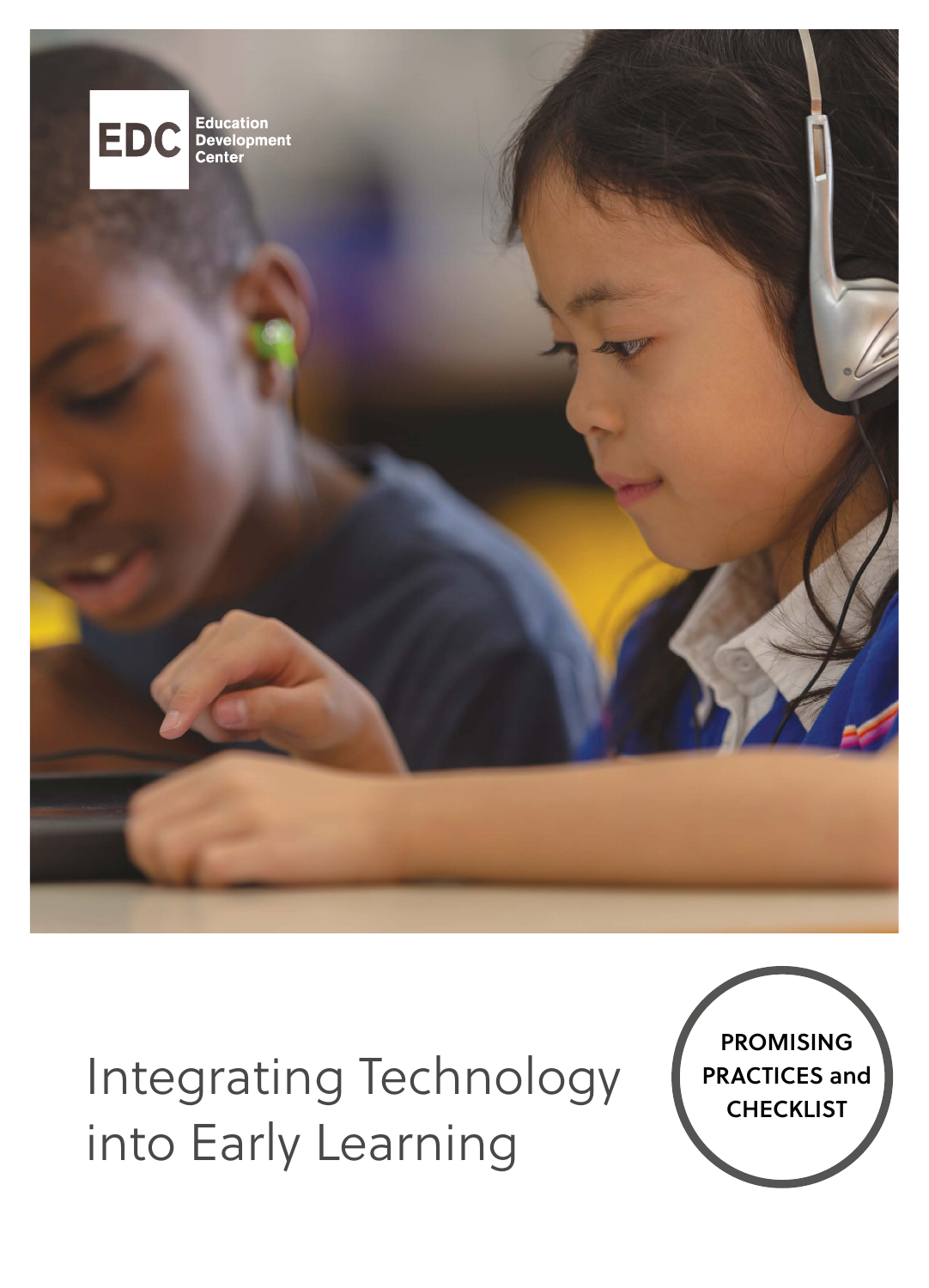EDC Education Development Center

# Integrating Technology into Early Learning

**PROMISING PRACTICES and CHECKLIST**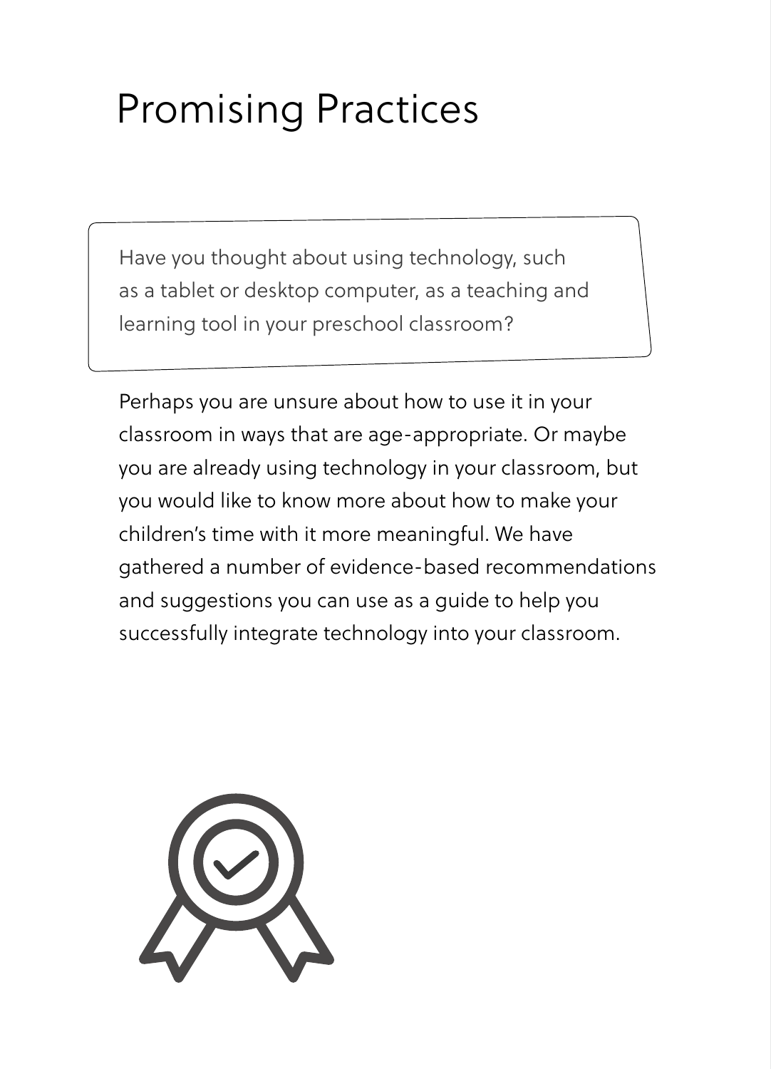# Promising Practices

Have you thought about using technology, such as a tablet or desktop computer, as a teaching and learning tool in your preschool classroom?

Perhaps you are unsure about how to use it in your classroom in ways that are age-appropriate. Or maybe you are already using technology in your classroom, but you would like to know more about how to make your children's time with it more meaningful. We have gathered a number of evidence-based recommendations and suggestions you can use as a guide to help you successfully integrate technology into your classroom.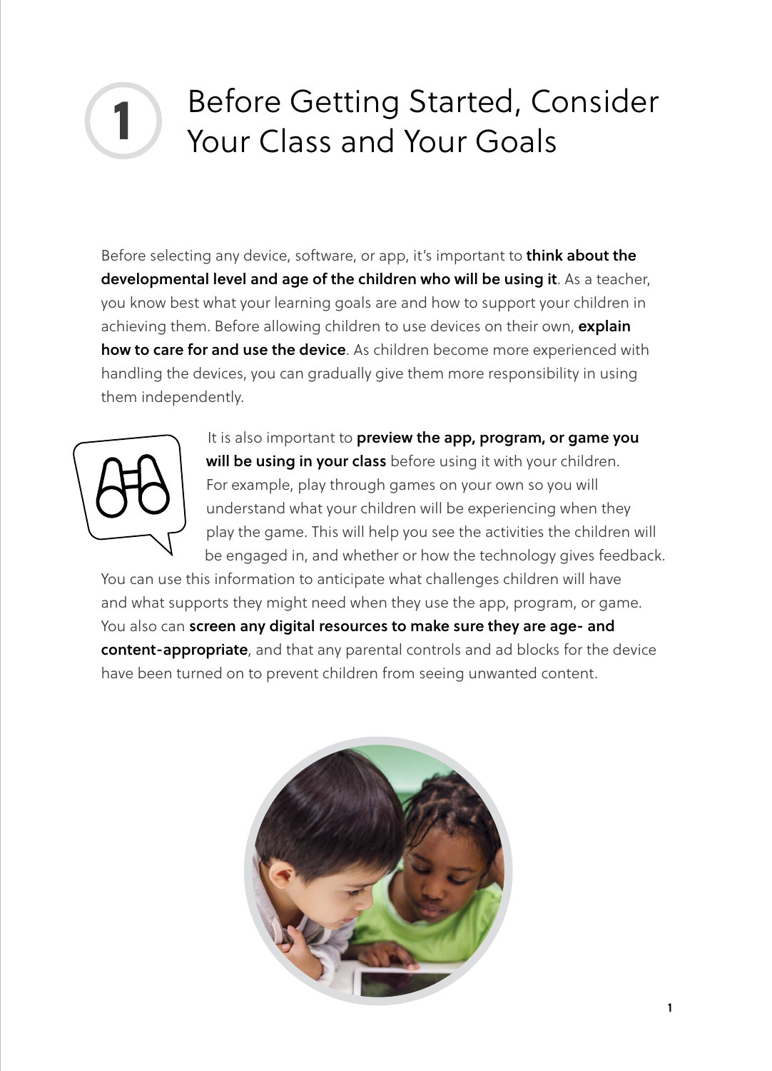# 1 Before Getting Started, Consider Your Class and Your Goals

Before selecting any device, software, or app, it's important to **think about the developmental level and age of the children who will be using it**. As a teacher, you know best what your learning goals are and how to support your children in achieving them. Before allowing children to use devices on their own, **explain how to care for and use the device**. As children become more experienced with handling the devices, you can gradually give them more responsibility in using them independently.

It is also important to **preview the app, program, or game you will be using in your class** before using it with your children. For example, play through games on your own so you will understand what your children will be experiencing when they play the game. This will help you see the activities the children will be engaged in, and whether or how the technology gives feedback. You can use this information to anticipate what challenges children will have and what supports they might need when they use the app, program, or game. You also can **screen any digital resources to make sure they are age- and content-appropriate**, and that any parental controls and ad blocks for the device have been turned on to prevent children from seeing unwanted content.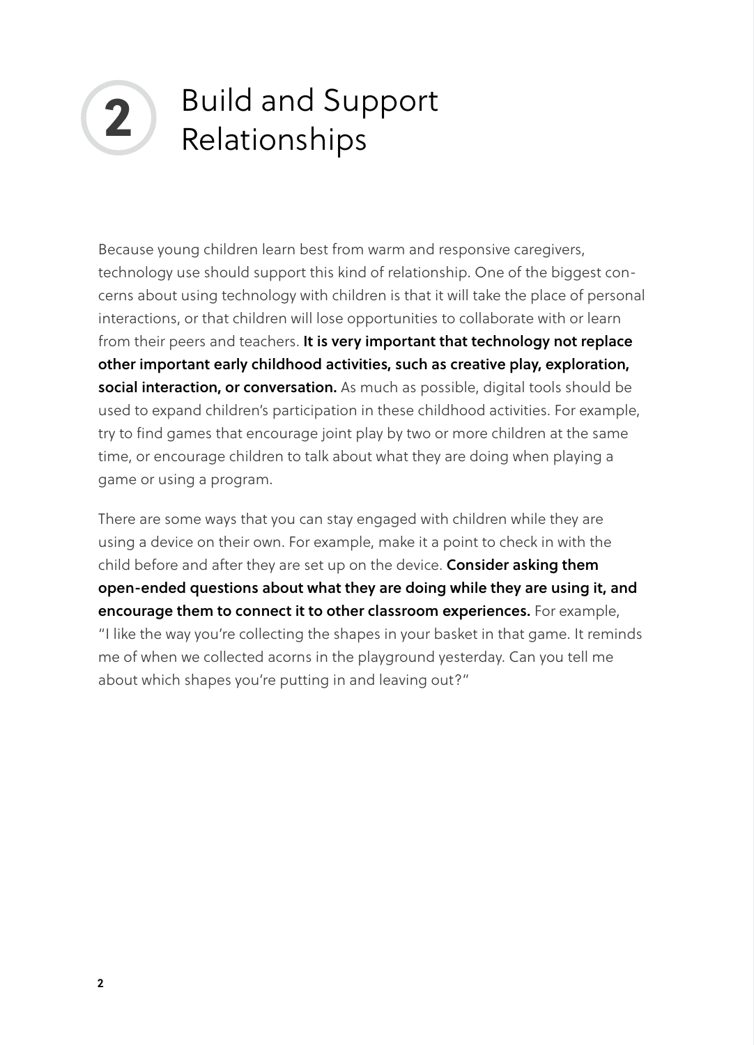# 2 Build and Support Relationships

Because young children learn best from warm and responsive caregivers, technology use should support this kind of relationship. One of the biggest concerns about using technology with children is that it will take the place of personal interactions, or that children will lose opportunities to collaborate with or learn from their peers and teachers. **It is very important that technology not replace other important early childhood activities, such as creative play, exploration, social interaction, or conversation.** As much as possible, digital tools should be used to expand children's participation in these childhood activities. For example, try to find games that encourage joint play by two or more children at the same time, or encourage children to talk about what they are doing when playing a game or using a program.

There are some ways that you can stay engaged with children while they are using a device on their own. For example, make it a point to check in with the child before and after they are set up on the device. **Consider asking them open-ended questions about what they are doing while they are using it, and encourage them to connect it to other classroom experiences.** For example, "I like the way you're collecting the shapes in your basket in that game. It reminds me of when we collected acorns in the playground yesterday. Can you tell me about which shapes you're putting in and leaving out?"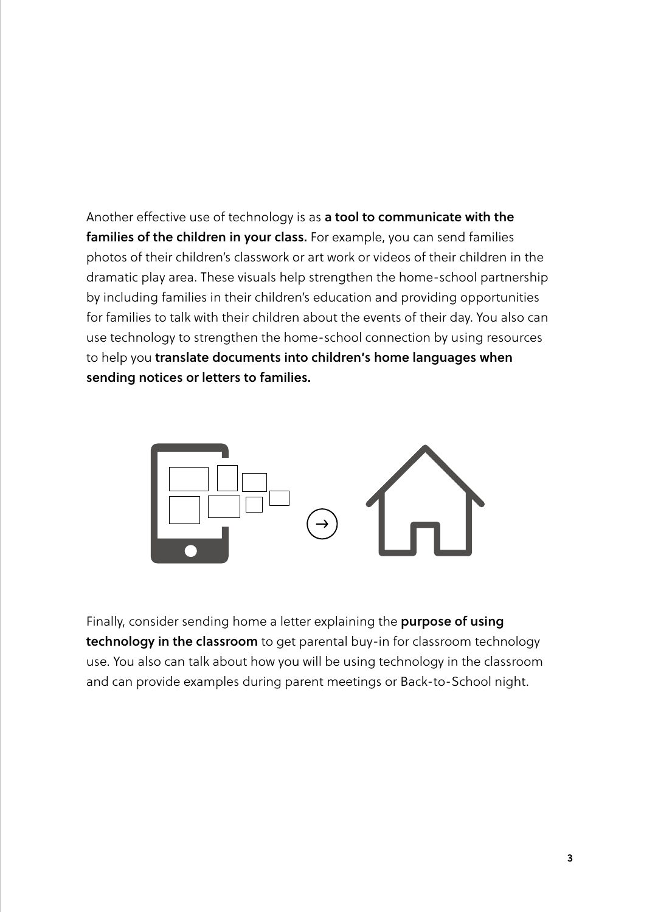Another effective use of technology is as **a tool to communicate with the families of the children in your class.** For example, you can send families photos of their children's classwork or art work or videos of their children in the dramatic play area. These visuals help strengthen the home-school partnership by including families in their children's education and providing opportunities for families to talk with their children about the events of their day. You also can use technology to strengthen the home-school connection by using resources to help you **translate documents into children's home languages when sending notices or letters to families.**

Finally, consider sending home a letter explaining the **purpose of using technology in the classroom** to get parental buy-in for classroom technology use. You also can talk about how you will be using technology in the classroom and can provide examples during parent meetings or Back-to-School night.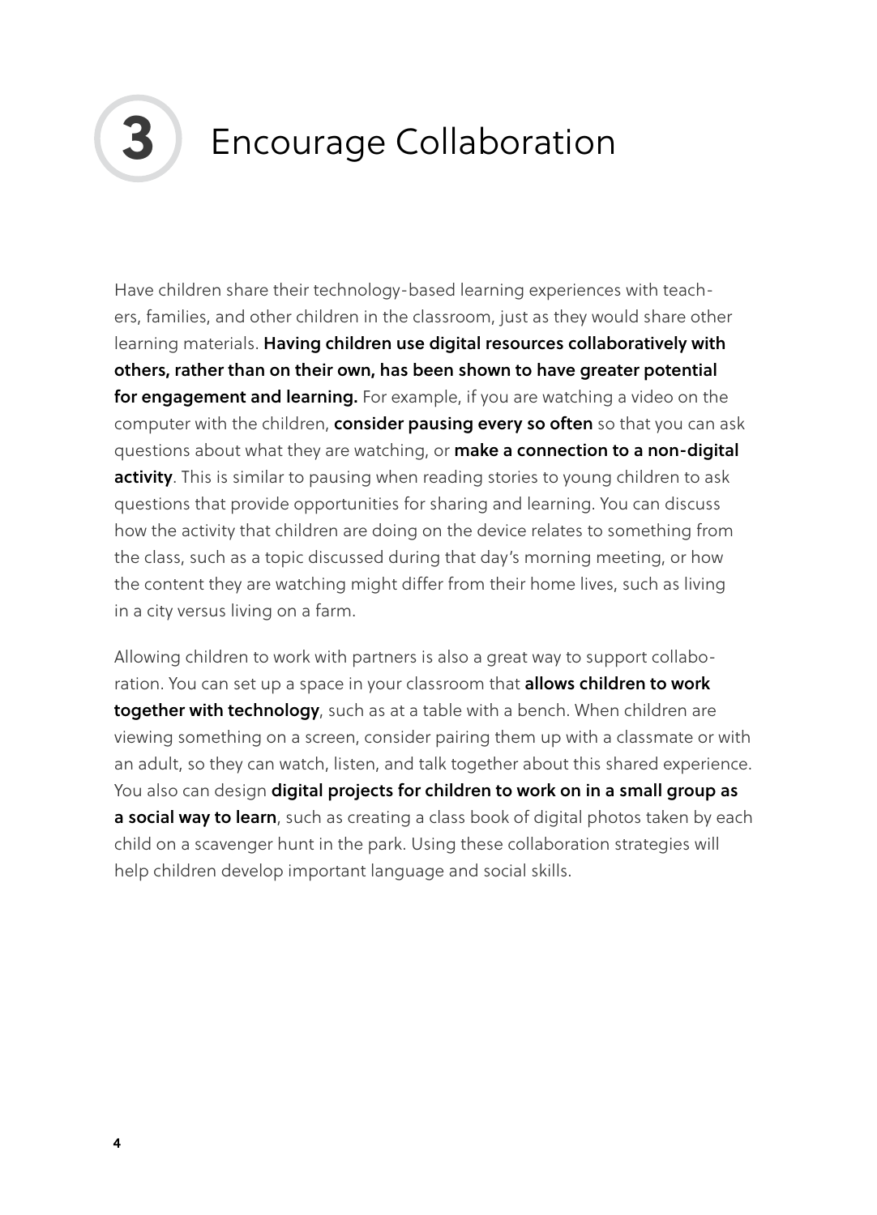# 3 Encourage Collaboration

Have children share their technology-based learning experiences with teachers, families, and other children in the classroom, just as they would share other learning materials. **Having children use digital resources collaboratively with others, rather than on their own, has been shown to have greater potential for engagement and learning.** For example, if you are watching a video on the computer with the children, **consider pausing every so often** so that you can ask questions about what they are watching, or **make a connection to a non-digital activity**. This is similar to pausing when reading stories to young children to ask questions that provide opportunities for sharing and learning. You can discuss how the activity that children are doing on the device relates to something from the class, such as a topic discussed during that day's morning meeting, or how the content they are watching might differ from their home lives, such as living in a city versus living on a farm.

Allowing children to work with partners is also a great way to support collaboration. You can set up a space in your classroom that **allows children to work together with technology**, such as at a table with a bench. When children are viewing something on a screen, consider pairing them up with a classmate or with an adult, so they can watch, listen, and talk together about this shared experience. You also can design **digital projects for children to work on in a small group as a social way to learn**, such as creating a class book of digital photos taken by each child on a scavenger hunt in the park. Using these collaboration strategies will help children develop important language and social skills.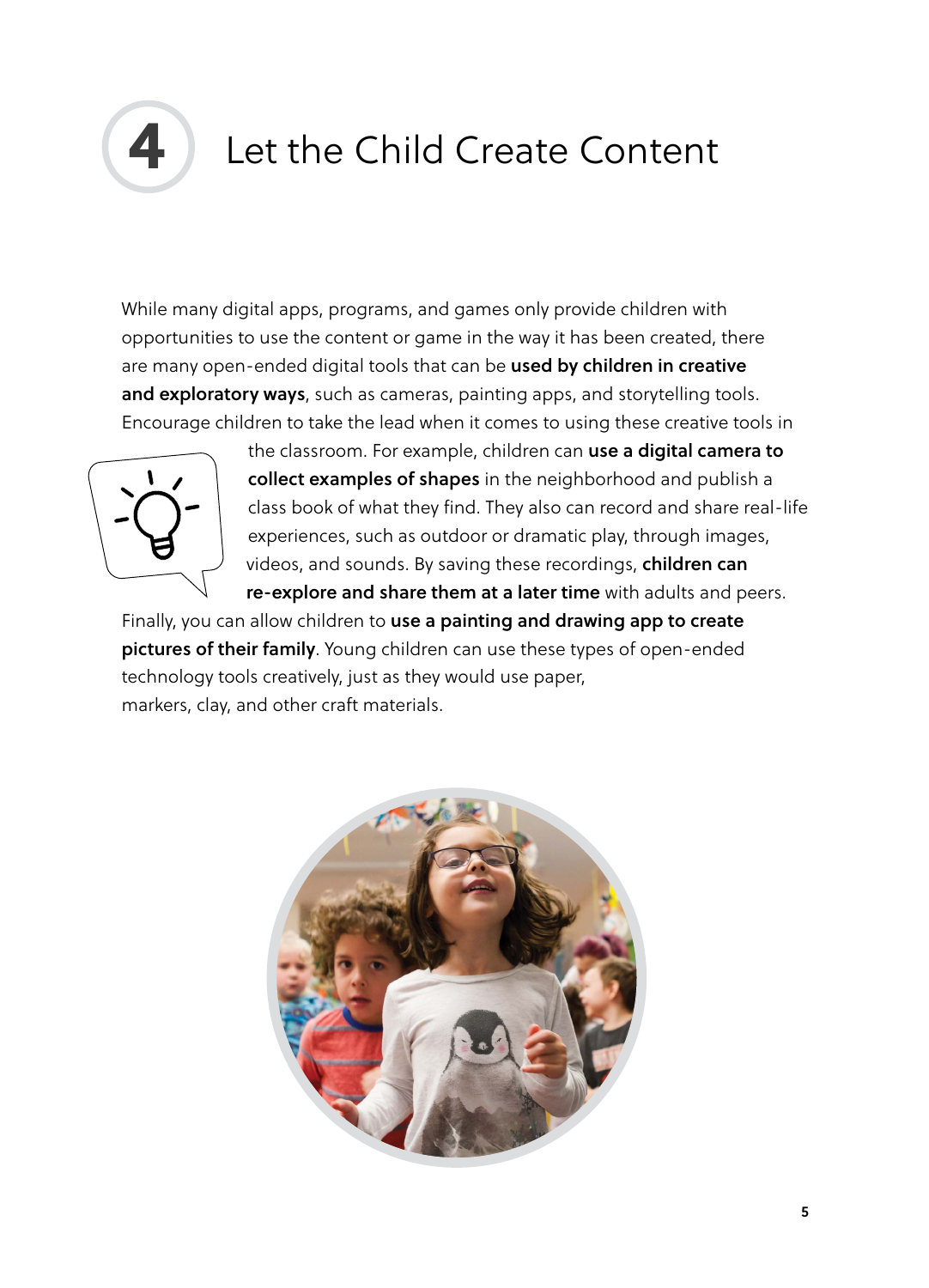# 4 Let the Child Create Content

While many digital apps, programs, and games only provide children with opportunities to use the content or game in the way it has been created, there are many open-ended digital tools that can be **used by children in creative and exploratory ways**, such as cameras, painting apps, and storytelling tools. Encourage children to take the lead when it comes to using these creative tools in the classroom. For example, children can **use a digital camera to collect examples of shapes** in the neighborhood and publish a class book of what they find. They also can record and share real-life experiences, such as outdoor or dramatic play, through images, videos, and sounds. By saving these recordings, **children can re-explore and share them at a later time** with adults and peers. Finally, you can allow children to **use a painting and drawing app to create pictures of their family**. Young children can use these types of open-ended technology tools creatively, just as they would use paper, markers, clay, and other craft materials.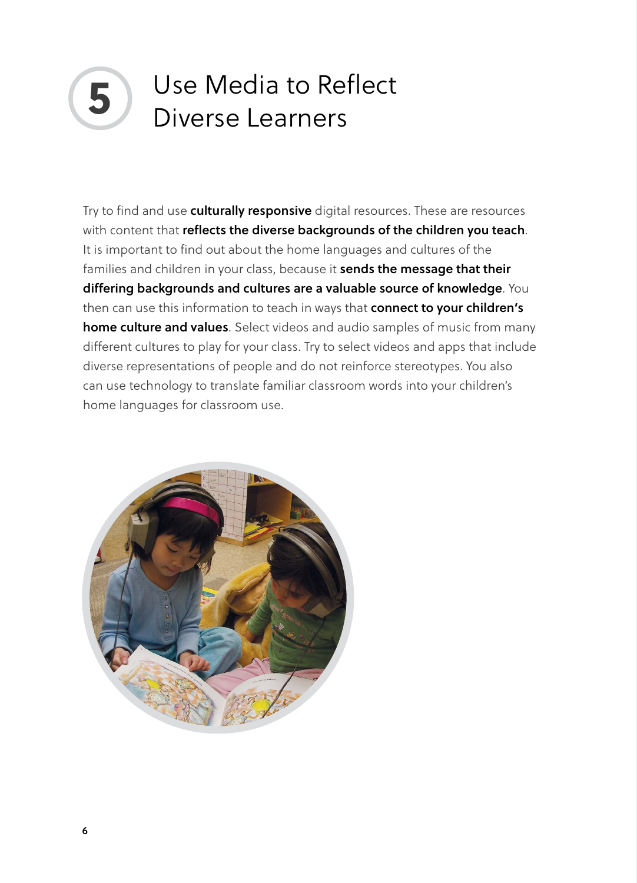# 5 Use Media to Reflect Diverse Learners

Try to find and use **culturally responsive** digital resources. These are resources with content that **reflects the diverse backgrounds of the children you teach**. It is important to find out about the home languages and cultures of the families and children in your class, because it **sends the message that their differing backgrounds and cultures are a valuable source of knowledge**. You then can use this information to teach in ways that **connect to your children's home culture and values**. Select videos and audio samples of music from many different cultures to play for your class. Try to select videos and apps that include diverse representations of people and do not reinforce stereotypes. You also can use technology to translate familiar classroom words into your children's home languages for classroom use.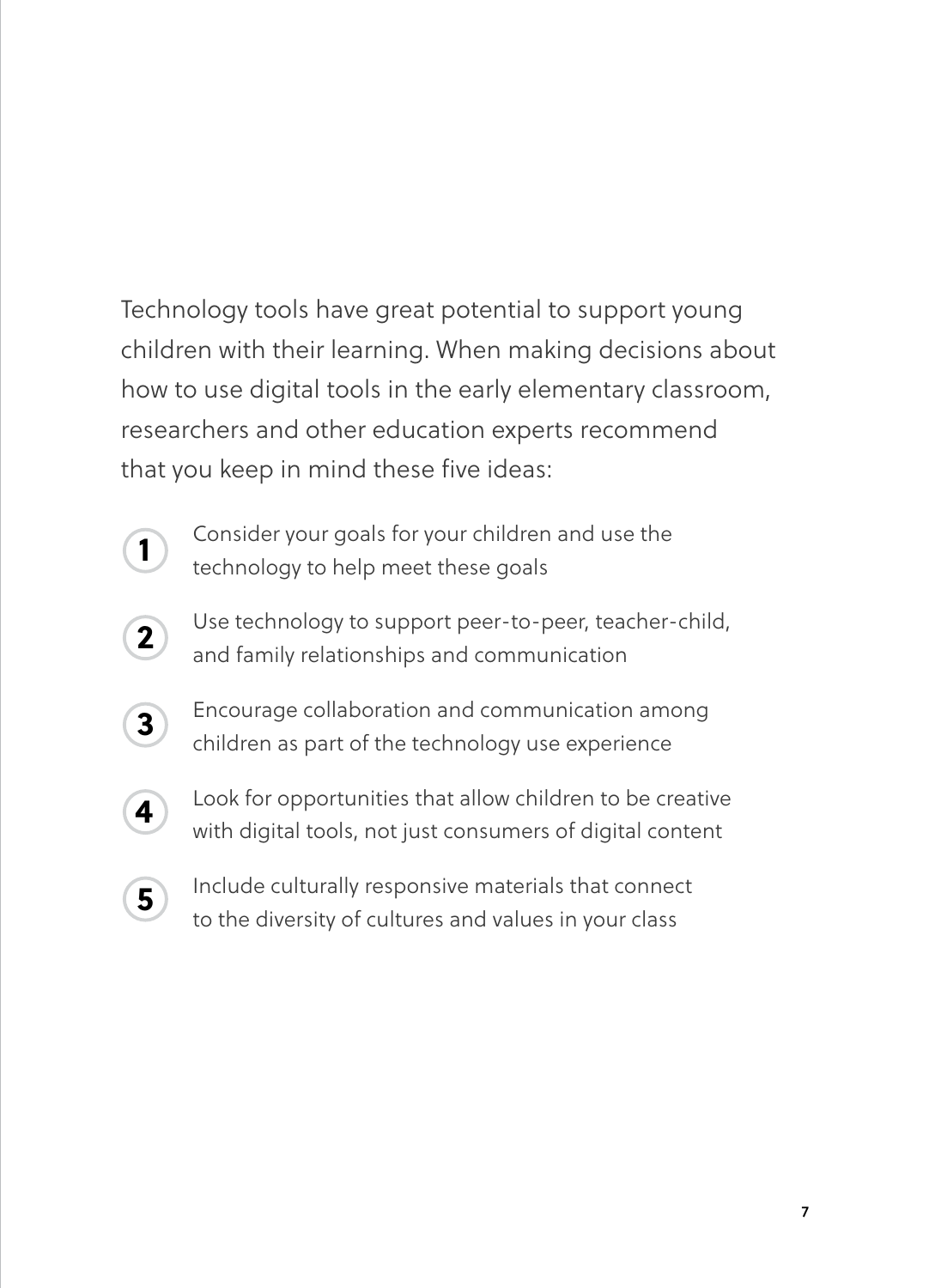Technology tools have great potential to support young children with their learning. When making decisions about how to use digital tools in the early elementary classroom, researchers and other education experts recommend that you keep in mind these five ideas:

1. Consider your goals for your children and use the technology to help meet these goals
2. Use technology to support peer-to-peer, teacher-child, and family relationships and communication
3. Encourage collaboration and communication among children as part of the technology use experience
4. Look for opportunities that allow children to be creative with digital tools, not just consumers of digital content
5. Include culturally responsive materials that connect to the diversity of cultures and values in your class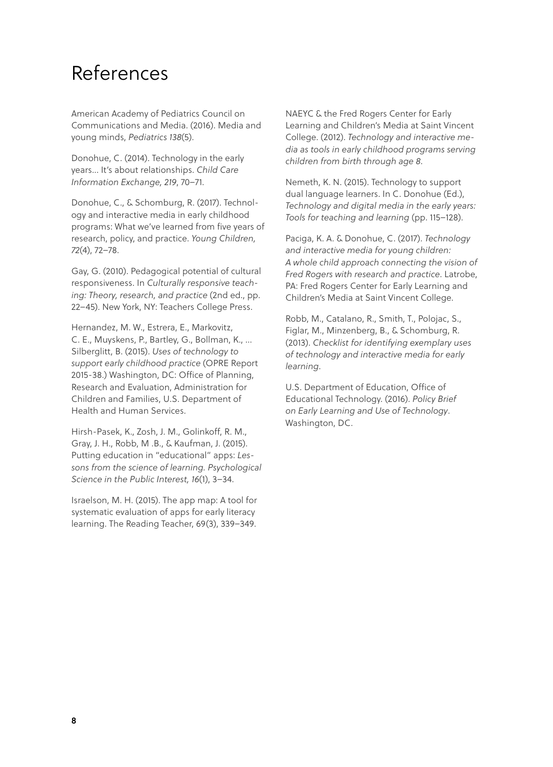# References

American Academy of Pediatrics Council on Communications and Media. (2016). Media and young minds, *Pediatrics 138*(5).

Donohue, C. (2014). Technology in the early years… It's about relationships. *Child Care Information Exchange, 219*, 70–71.

Donohue, C., & Schomburg, R. (2017). Technology and interactive media in early childhood programs: What we've learned from five years of research, policy, and practice. *Young Children, 72*(4), 72–78.

Gay, G. (2010). Pedagogical potential of cultural responsiveness. In *Culturally responsive teaching: Theory, research, and practice* (2nd ed., pp. 22–45). New York, NY: Teachers College Press.

Hernandez, M. W., Estrera, E., Markovitz, C. E., Muyskens, P., Bartley, G., Bollman, K., … Silberglitt, B. (2015). *Uses of technology to support early childhood practice* (OPRE Report 2015-38.) Washington, DC: Office of Planning, Research and Evaluation, Administration for Children and Families, U.S. Department of Health and Human Services.

Hirsh-Pasek, K., Zosh, J. M., Golinkoff, R. M., Gray, J. H., Robb, M .B., & Kaufman, J. (2015). Putting education in "educational" apps: *Lessons from the science of learning. Psychological Science in the Public Interest, 16*(1), 3–34.

Israelson, M. H. (2015). The app map: A tool for systematic evaluation of apps for early literacy learning. The Reading Teacher, 69(3), 339–349.

NAEYC & the Fred Rogers Center for Early Learning and Children's Media at Saint Vincent College. (2012). *Technology and interactive media as tools in early childhood programs serving children from birth through age 8*.

Nemeth, K. N. (2015). Technology to support dual language learners. In C. Donohue (Ed.), *Technology and digital media in the early years: Tools for teaching and learning* (pp. 115–128).

Paciga, K. A. & Donohue, C. (2017). *Technology and interactive media for young children: A whole child approach connecting the vision of Fred Rogers with research and practice*. Latrobe, PA: Fred Rogers Center for Early Learning and Children's Media at Saint Vincent College.

Robb, M., Catalano, R., Smith, T., Polojac, S., Figlar, M., Minzenberg, B., & Schomburg, R. (2013). *Checklist for identifying exemplary uses of technology and interactive media for early learning*.

U.S. Department of Education, Office of Educational Technology. (2016). *Policy Brief on Early Learning and Use of Technology*. Washington, DC.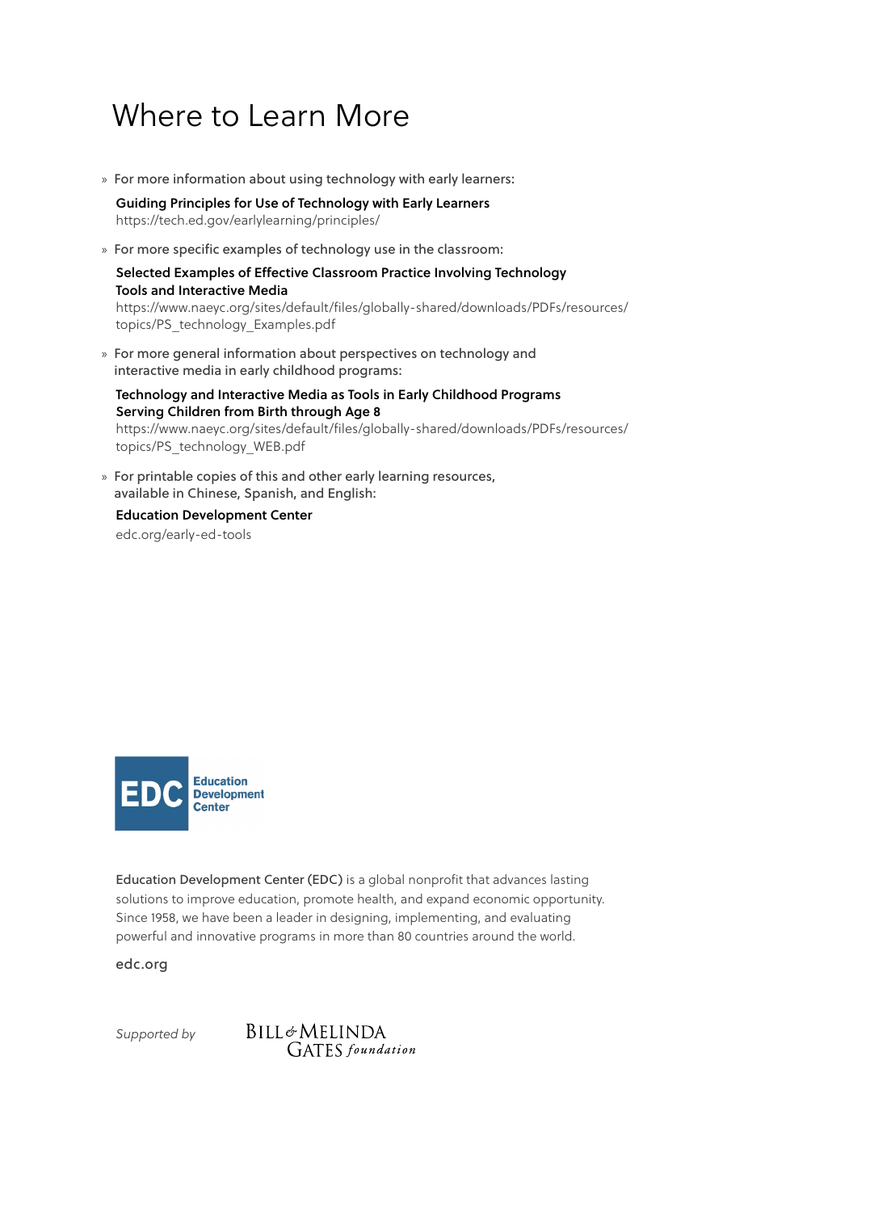# Where to Learn More

» For more information about using technology with early learners:

**Guiding Principles for Use of Technology with Early Learners**
https://tech.ed.gov/earlylearning/principles/

» For more specific examples of technology use in the classroom:

**Selected Examples of Effective Classroom Practice Involving Technology Tools and Interactive Media**
https://www.naeyc.org/sites/default/files/globally-shared/downloads/PDFs/resources/topics/PS_technology_Examples.pdf

» For more general information about perspectives on technology and interactive media in early childhood programs:

**Technology and Interactive Media as Tools in Early Childhood Programs Serving Children from Birth through Age 8**
https://www.naeyc.org/sites/default/files/globally-shared/downloads/PDFs/resources/topics/PS_technology_WEB.pdf

» For printable copies of this and other early learning resources, available in Chinese, Spanish, and English:

**Education Development Center**
edc.org/early-ed-tools

EDC Education Development Center

**Education Development Center (EDC)** is a global nonprofit that advances lasting solutions to improve education, promote health, and expand economic opportunity. Since 1958, we have been a leader in designing, implementing, and evaluating powerful and innovative programs in more than 80 countries around the world.

edc.org

*Supported by* BILL & MELINDA GATES *foundation*